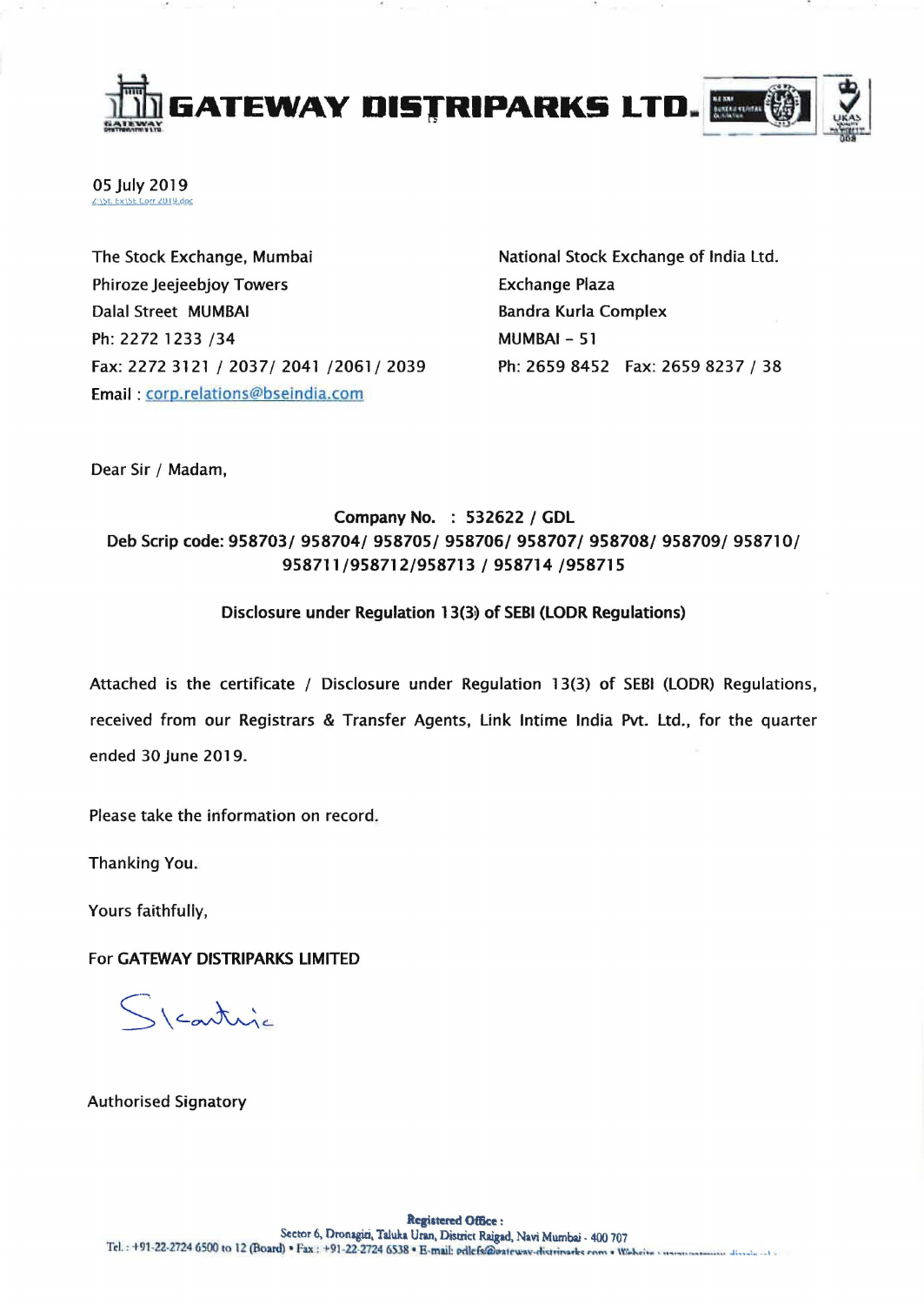# GATEWAY DISTRIPARKS LTD.

05 July 2019

Z:\SE Ex\SE Corr 2019.doc

The Stock Exchange, Mumbai
Phiroze Jeejeebjoy Towers
Dalal Street MUMBAI
Ph: 2272 1233 /34
Fax: 2272 3121 / 2037/ 2041 /2061/ 2039
Email : corp.relations@bseindia.com

National Stock Exchange of India Ltd.
Exchange Plaza
Bandra Kurla Complex
MUMBAI – 51
Ph: 2659 8452 Fax: 2659 8237 / 38

Dear Sir / Madam,

**Company No. : 532622 / GDL**
**Deb Scrip code: 958703/ 958704/ 958705/ 958706/ 958707/ 958708/ 958709/ 958710/ 958711/958712/958713 / 958714 /958715**

**Disclosure under Regulation 13(3) of SEBI (LODR Regulations)**

Attached is the certificate / Disclosure under Regulation 13(3) of SEBI (LODR) Regulations, received from our Registrars & Transfer Agents, Link Intime India Pvt. Ltd., for the quarter ended 30 June 2019.

Please take the information on record.

Thanking You.

Yours faithfully,

For **GATEWAY DISTRIPARKS LIMITED**

Authorised Signatory

**Registered Office :**
Sector 6, Dronagiri, Taluka Uran, District Raigad, Navi Mumbai - 400 707
Tel. : +91-22-2724 6500 to 12 (Board) • Fax : +91-22-2724 6538 • E-mail: gdlcfs@gateway-distriparks.com • Website :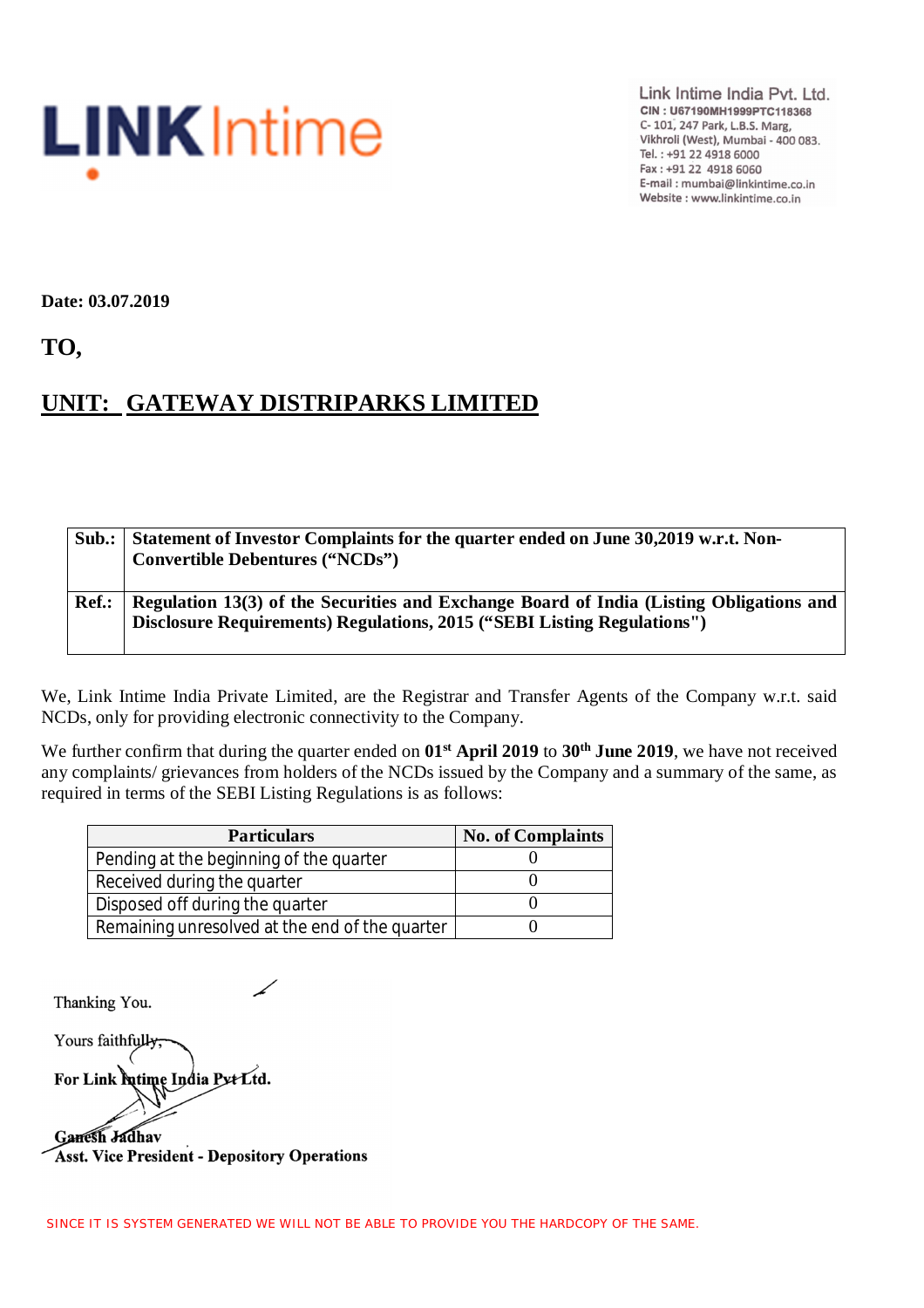**LINK Intime**

Link Intime India Pvt. Ltd.
CIN : U67190MH1999PTC118368
C-101, 247 Park, L.B.S. Marg,
Vikhroli (West), Mumbai - 400 083.
Tel. : +91 22 4918 6000
Fax : +91 22 4918 6060
E-mail : mumbai@linkintime.co.in
Website : www.linkintime.co.in

**Date: 03.07.2019**

**TO,**

## UNIT: GATEWAY DISTRIPARKS LIMITED

| | |
|---|---|
| **Sub.:** | **Statement of Investor Complaints for the quarter ended on June 30,2019 w.r.t. Non-Convertible Debentures ("NCDs")** |
| **Ref.:** | **Regulation 13(3) of the Securities and Exchange Board of India (Listing Obligations and Disclosure Requirements) Regulations, 2015 ("SEBI Listing Regulations")** |

We, Link Intime India Private Limited, are the Registrar and Transfer Agents of the Company w.r.t. said NCDs, only for providing electronic connectivity to the Company.

We further confirm that during the quarter ended on **01st April 2019** to **30th June 2019**, we have not received any complaints/ grievances from holders of the NCDs issued by the Company and a summary of the same, as required in terms of the SEBI Listing Regulations is as follows:

| Particulars | No. of Complaints |
|---|---|
| Pending at the beginning of the quarter | 0 |
| Received during the quarter | 0 |
| Disposed off during the quarter | 0 |
| Remaining unresolved at the end of the quarter | 0 |

Thanking You.

Yours faithfully,

**For Link Intime India Pvt Ltd.**

**Ganesh Jadhav**
**Asst. Vice President - Depository Operations**

SINCE IT IS SYSTEM GENERATED WE WILL NOT BE ABLE TO PROVIDE YOU THE HARDCOPY OF THE SAME.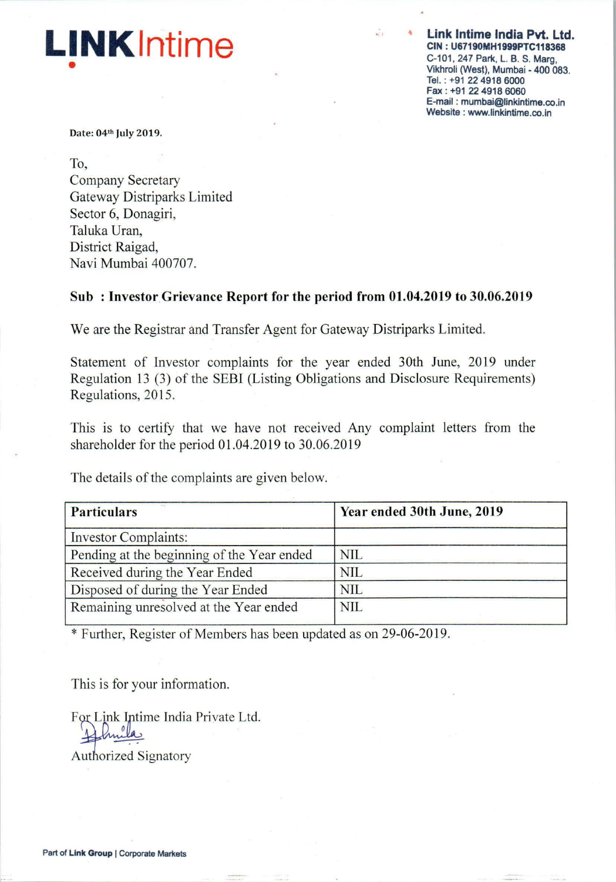**LINK**Intime

**Link Intime India Pvt. Ltd.**
**CIN : U67190MH1999PTC118368**
C-101, 247 Park, L. B. S. Marg,
Vikhroli (West), Mumbai - 400 083.
Tel. : +91 22 4918 6000
Fax : +91 22 4918 6060
E-mail : mumbai@linkintime.co.in
Website : www.linkintime.co.in

**Date: 04th July 2019.**

To,
Company Secretary
Gateway Distriparks Limited
Sector 6, Donagiri,
Taluka Uran,
District Raigad,
Navi Mumbai 400707.

**Sub : Investor Grievance Report for the period from 01.04.2019 to 30.06.2019**

We are the Registrar and Transfer Agent for Gateway Distriparks Limited.

Statement of Investor complaints for the year ended 30th June, 2019 under Regulation 13 (3) of the SEBI (Listing Obligations and Disclosure Requirements) Regulations, 2015.

This is to certify that we have not received Any complaint letters from the shareholder for the period 01.04.2019 to 30.06.2019

The details of the complaints are given below.

| **Particulars** | **Year ended 30th June, 2019** |
|---|---|
| Investor Complaints: | |
| Pending at the beginning of the Year ended | NIL |
| Received during the Year Ended | NIL |
| Disposed of during the Year Ended | NIL |
| Remaining unresolved at the Year ended | NIL |

* Further, Register of Members has been updated as on 29-06-2019.

This is for your information.

For Link Intime India Private Ltd.

Authorized Signatory

Part of **Link Group** | Corporate Markets